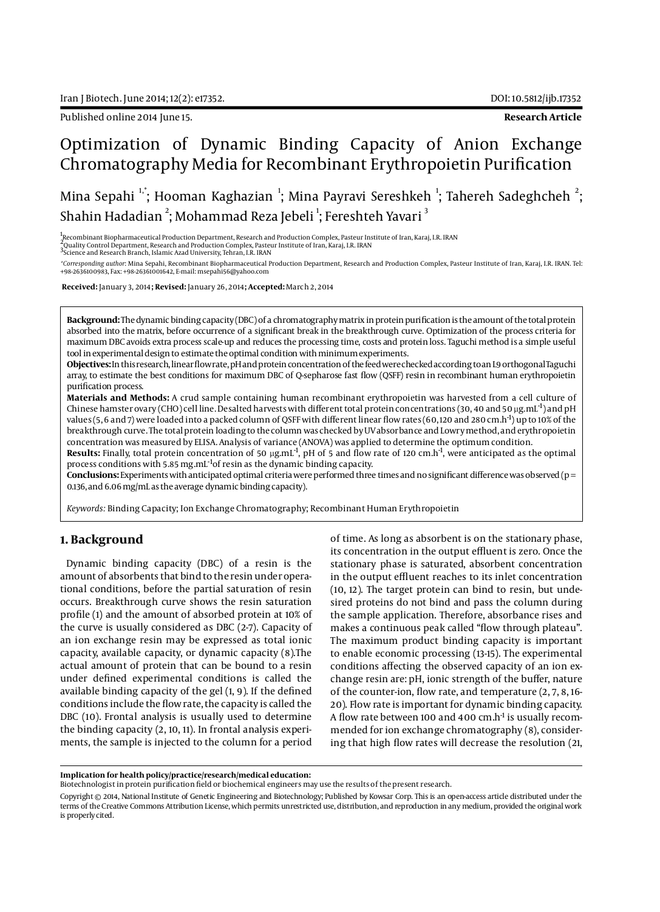Published online 2014 June 15.

**Research Article**

# Optimization of Dynamic Binding Capacity of Anion Exchange Chromatography Media for Recombinant Erythropoietin Purification

Mina Sepahi [1,*]; Hooman Kaghazian [1]; Mina Payravi Sereshkeh [1]; Tahereh Sadeghcheh [2]; Shahin Hadadian [2]; Mohammad Reza Jebeli [1]; Fereshteh Yavari [3]

[1] Recombinant Biopharmaceutical Production Department, Research and Production Complex, Pasteur Institute of Iran, Karaj, I.R. IRAN
[2] Quality Control Department, Research and Production Complex, Pasteur Institute of Iran, Karaj, I.R. IRAN
[3] Science and Research Branch, Islamic Azad University, Tehran, I.R. IRAN

*Corresponding author: Mina Sepahi, Recombinant Biopharmaceutical Production Department, Research and Production Complex, Pasteur Institute of Iran, Karaj, I.R. IRAN. Tel: +98-2636100983, Fax: +98-26361001642, E-mail: msepahi56@yahoo.com

**Received:** January 3, 2014; **Revised:** January 26, 2014; **Accepted:** March 2, 2014

**Background:** The dynamic binding capacity (DBC) of a chromatography matrix in protein purification is the amount of the total protein absorbed into the matrix, before occurrence of a significant break in the breakthrough curve. Optimization of the process criteria for maximum DBC avoids extra process scale-up and reduces the processing time, costs and protein loss. Taguchi method is a simple useful tool in experimental design to estimate the optimal condition with minimum experiments.

**Objectives:** In this research, linear flow rate, pH and protein concentration of the feed were checked according to an L9 orthogonal Taguchi array, to estimate the best conditions for maximum DBC of Q-sepharose fast flow (QSFF) resin in recombinant human erythropoietin purification process.

**Materials and Methods:** A crud sample containing human recombinant erythropoietin was harvested from a cell culture of Chinese hamster ovary (CHO) cell line. Desalted harvests with different total protein concentrations (30, 40 and 50 μg.mL$^{-1}$) and pH values (5, 6 and 7) were loaded into a packed column of QSFF with different linear flow rates (60, 120 and 280 cm.h$^{-1}$) up to 10% of the breakthrough curve. The total protein loading to the column was checked by UV absorbance and Lowry method, and erythropoietin concentration was measured by ELISA. Analysis of variance (ANOVA) was applied to determine the optimum condition.

**Results:** Finally, total protein concentration of 50 μg.mL$^{-1}$, pH of 5 and flow rate of 120 cm.h$^{-1}$, were anticipated as the optimal process conditions with 5.85 mg.mL$^{-1}$ of resin as the dynamic binding capacity.

**Conclusions:** Experiments with anticipated optimal criteria were performed three times and no significant difference was observed ($p = 0.136$, and 6.06 mg/mL as the average dynamic binding capacity).

*Keywords:* Binding Capacity; Ion Exchange Chromatography; Recombinant Human Erythropoietin

## 1. Background

Dynamic binding capacity (DBC) of a resin is the amount of absorbents that bind to the resin under operational conditions, before the partial saturation of resin occurs. Breakthrough curve shows the resin saturation profile (1) and the amount of absorbed protein at 10% of the curve is usually considered as DBC (2-7). Capacity of an ion exchange resin may be expressed as total ionic capacity, available capacity, or dynamic capacity (8).The actual amount of protein that can be bound to a resin under defined experimental conditions is called the available binding capacity of the gel (1, 9). If the defined conditions include the flow rate, the capacity is called the DBC (10). Frontal analysis is usually used to determine the binding capacity (2, 10, 11). In frontal analysis experiments, the sample is injected to the column for a period of time. As long as absorbent is on the stationary phase, its concentration in the output effluent is zero. Once the stationary phase is saturated, absorbent concentration in the output effluent reaches to its inlet concentration (10, 12). The target protein can bind to resin, but undesired proteins do not bind and pass the column during the sample application. Therefore, absorbance rises and makes a continuous peak called "flow through plateau". The maximum product binding capacity is important to enable economic processing (13-15). The experimental conditions affecting the observed capacity of an ion exchange resin are: pH, ionic strength of the buffer, nature of the counter-ion, flow rate, and temperature (2, 7, 8, 16-20). Flow rate is important for dynamic binding capacity. A flow rate between 100 and 400 cm.h$^{-1}$ is usually recommended for ion exchange chromatography (8), considering that high flow rates will decrease the resolution (21,

**Implication for health policy/practice/research/medical education:**
Biotechnologist in protein purification field or biochemical engineers may use the results of the present research.

Copyright © 2014, National Institute of Genetic Engineering and Biotechnology; Published by Kowsar Corp. This is an open-access article distributed under the terms of the Creative Commons Attribution License, which permits unrestricted use, distribution, and reproduction in any medium, provided the original work is properly cited.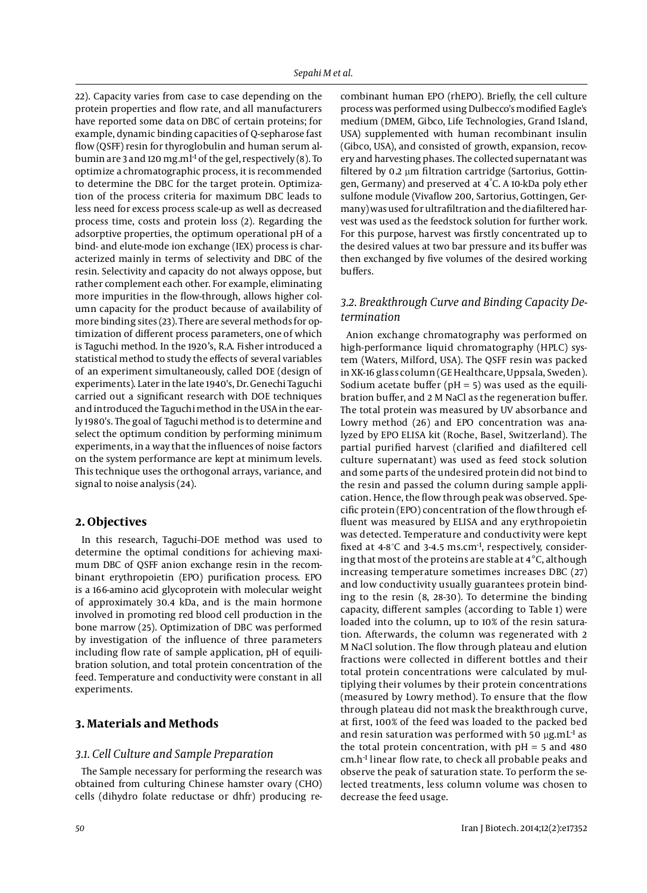22). Capacity varies from case to case depending on the protein properties and flow rate, and all manufacturers have reported some data on DBC of certain proteins; for example, dynamic binding capacities of Q-sepharose fast flow (QSFF) resin for thyroglobulin and human serum albumin are 3 and 120 $mg.ml^{-1}$ of the gel, respectively (8). To optimize a chromatographic process, it is recommended to determine the DBC for the target protein. Optimization of the process criteria for maximum DBC leads to less need for excess process scale-up as well as decreased process time, costs and protein loss (2). Regarding the adsorptive properties, the optimum operational pH of a bind- and elute-mode ion exchange (IEX) process is characterized mainly in terms of selectivity and DBC of the resin. Selectivity and capacity do not always oppose, but rather complement each other. For example, eliminating more impurities in the flow-through, allows higher column capacity for the product because of availability of more binding sites (23). There are several methods for optimization of different process parameters, one of which is Taguchi method. In the 1920's, R.A. Fisher introduced a statistical method to study the effects of several variables of an experiment simultaneously, called DOE (design of experiments). Later in the late 1940's, Dr. Genechi Taguchi carried out a significant research with DOE techniques and introduced the Taguchi method in the USA in the early 1980's. The goal of Taguchi method is to determine and select the optimum condition by performing minimum experiments, in a way that the influences of noise factors on the system performance are kept at minimum levels. This technique uses the orthogonal arrays, variance, and signal to noise analysis (24).

## 2. Objectives

In this research, Taguchi–DOE method was used to determine the optimal conditions for achieving maximum DBC of QSFF anion exchange resin in the recombinant erythropoietin (EPO) purification process. EPO is a 166-amino acid glycoprotein with molecular weight of approximately 30.4 kDa, and is the main hormone involved in promoting red blood cell production in the bone marrow (25). Optimization of DBC was performed by investigation of the influence of three parameters including flow rate of sample application, pH of equilibration solution, and total protein concentration of the feed. Temperature and conductivity were constant in all experiments.

## 3. Materials and Methods

### 3.1. Cell Culture and Sample Preparation

The Sample necessary for performing the research was obtained from culturing Chinese hamster ovary (CHO) cells (dihydro folate reductase or dhfr) producing recombinant human EPO (rhEPO). Briefly, the cell culture process was performed using Dulbecco's modified Eagle's medium (DMEM, Gibco, Life Technologies, Grand Island, USA) supplemented with human recombinant insulin (Gibco, USA), and consisted of growth, expansion, recovery and harvesting phases. The collected supernatant was filtered by 0.2 μm filtration cartridge (Sartorius, Gottingen, Germany) and preserved at 4°C. A 10-kDa poly ether sulfone module (Vivaflow 200, Sartorius, Gottingen, Germany) was used for ultrafiltration and the diafiltered harvest was used as the feedstock solution for further work. For this purpose, harvest was firstly concentrated up to the desired values at two bar pressure and its buffer was then exchanged by five volumes of the desired working buffers.

### 3.2. Breakthrough Curve and Binding Capacity Determination

Anion exchange chromatography was performed on high-performance liquid chromatography (HPLC) system (Waters, Milford, USA). The QSFF resin was packed in XK-16 glass column (GE Healthcare, Uppsala, Sweden). Sodium acetate buffer (pH = 5) was used as the equilibration buffer, and 2 M NaCl as the regeneration buffer. The total protein was measured by UV absorbance and Lowry method (26) and EPO concentration was analyzed by EPO ELISA kit (Roche, Basel, Switzerland). The partial purified harvest (clarified and diafiltered cell culture supernatant) was used as feed stock solution and some parts of the undesired protein did not bind to the resin and passed the column during sample application. Hence, the flow through peak was observed. Specific protein (EPO) concentration of the flow through effluent was measured by ELISA and any erythropoietin was detected. Temperature and conductivity were kept fixed at 4-8°C and 3-4.5 $ms.cm^{-1}$, respectively, considering that most of the proteins are stable at 4°C, although increasing temperature sometimes increases DBC (27) and low conductivity usually guarantees protein binding to the resin (8, 28-30). To determine the binding capacity, different samples (according to Table 1) were loaded into the column, up to 10% of the resin saturation. Afterwards, the column was regenerated with 2 M NaCl solution. The flow through plateau and elution fractions were collected in different bottles and their total protein concentrations were calculated by multiplying their volumes by their protein concentrations (measured by Lowry method). To ensure that the flow through plateau did not mask the breakthrough curve, at first, 100% of the feed was loaded to the packed bed and resin saturation was performed with 50 $\mu g.mL^{-1}$ as the total protein concentration, with pH = 5 and 480 $cm.h^{-1}$ linear flow rate, to check all probable peaks and observe the peak of saturation state. To perform the selected treatments, less column volume was chosen to decrease the feed usage.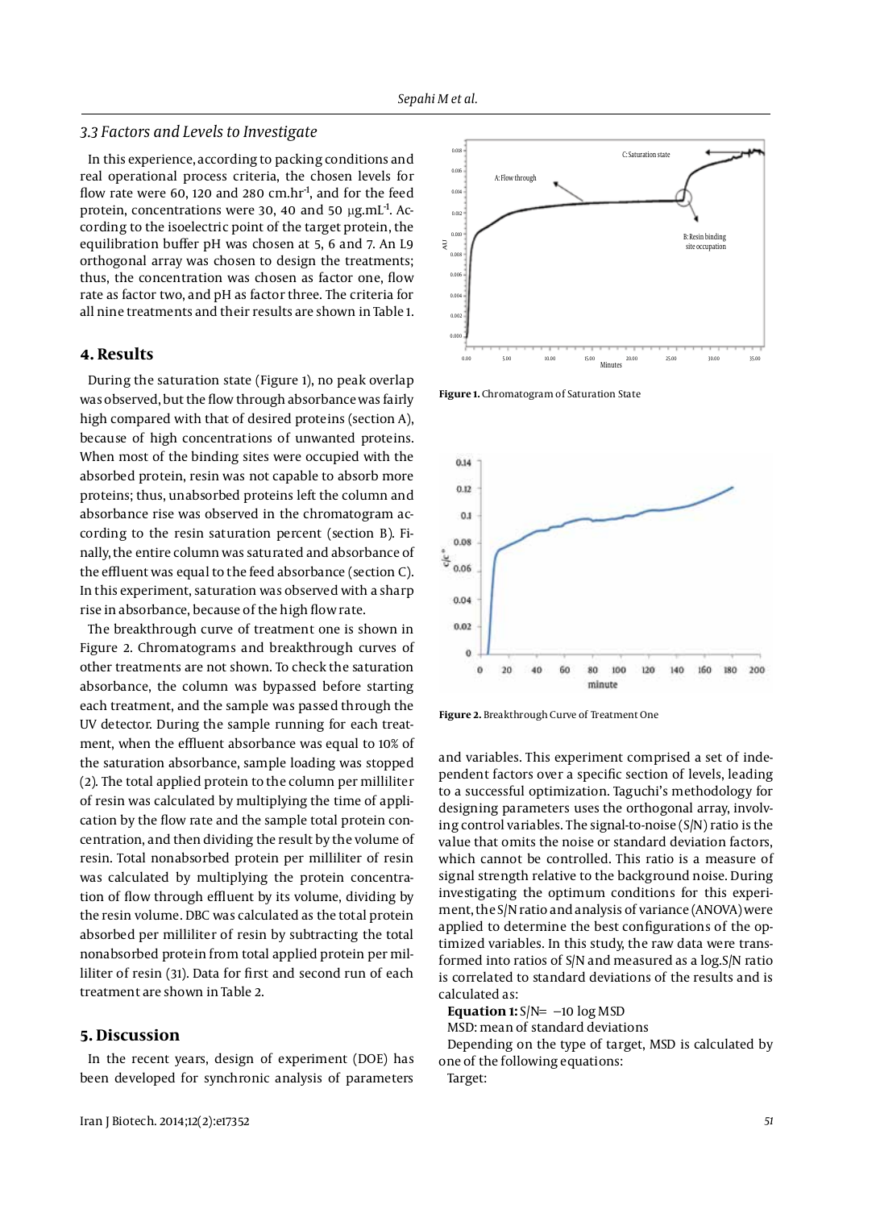### 3.3 Factors and Levels to Investigate

In this experience, according to packing conditions and real operational process criteria, the chosen levels for flow rate were 60, 120 and 280 $cm.hr^{-1}$, and for the feed protein, concentrations were 30, 40 and 50 $\mu g.mL^{-1}$. According to the isoelectric point of the target protein, the equilibration buffer pH was chosen at 5, 6 and 7. An L9 orthogonal array was chosen to design the treatments; thus, the concentration was chosen as factor one, flow rate as factor two, and pH as factor three. The criteria for all nine treatments and their results are shown in Table 1.

## 4. Results

During the saturation state (Figure 1), no peak overlap was observed, but the flow through absorbance was fairly high compared with that of desired proteins (section A), because of high concentrations of unwanted proteins. When most of the binding sites were occupied with the absorbed protein, resin was not capable to absorb more proteins; thus, unabsorbed proteins left the column and absorbance rise was observed in the chromatogram according to the resin saturation percent (section B). Finally, the entire column was saturated and absorbance of the effluent was equal to the feed absorbance (section C). In this experiment, saturation was observed with a sharp rise in absorbance, because of the high flow rate.

The breakthrough curve of treatment one is shown in Figure 2. Chromatograms and breakthrough curves of other treatments are not shown. To check the saturation absorbance, the column was bypassed before starting each treatment, and the sample was passed through the UV detector. During the sample running for each treatment, when the effluent absorbance was equal to 10% of the saturation absorbance, sample loading was stopped (2). The total applied protein to the column per milliliter of resin was calculated by multiplying the time of application by the flow rate and the sample total protein concentration, and then dividing the result by the volume of resin. Total nonabsorbed protein per milliliter of resin was calculated by multiplying the protein concentration of flow through effluent by its volume, dividing by the resin volume. DBC was calculated as the total protein absorbed per milliliter of resin by subtracting the total nonabsorbed protein from total applied protein per milliliter of resin (31). Data for first and second run of each treatment are shown in Table 2.

Figure 1. Chromatogram of Saturation State

Figure 2. Breakthrough Curve of Treatment One

## 5. Discussion

In the recent years, design of experiment (DOE) has been developed for synchronic analysis of parameters and variables. This experiment comprised a set of independent factors over a specific section of levels, leading to a successful optimization. Taguchi's methodology for designing parameters uses the orthogonal array, involving control variables. The signal-to-noise (S/N) ratio is the value that omits the noise or standard deviation factors, which cannot be controlled. This ratio is a measure of signal strength relative to the background noise. During investigating the optimum conditions for this experiment, the S/N ratio and analysis of variance (ANOVA) were applied to determine the best configurations of the optimized variables. In this study, the raw data were transformed into ratios of S/N and measured as a log.S/N ratio is correlated to standard deviations of the results and is calculated as:

**Equation 1:** $S/N = -10 \log MSD$

MSD: mean of standard deviations

Depending on the type of target, MSD is calculated by one of the following equations:

Target: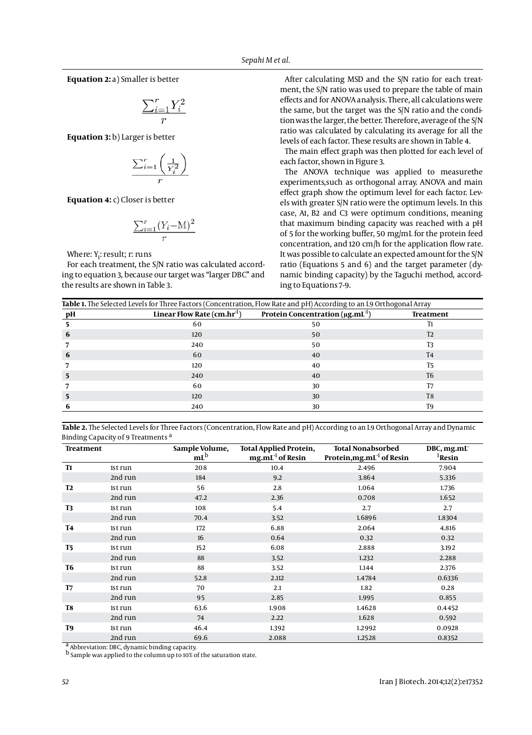**Equation 2:** a) Smaller is better

$$\frac{\sum_{i=1}^{r} Y_i^2}{r}$$

**Equation 3:** b) Larger is better

$$\frac{\sum_{i=1}^{r}\left(\frac{1}{Y_i^2}\right)}{r}$$

**Equation 4:** c) Closer is better

$$\frac{\sum_{i=1}^{r}(Y_i - \mathrm{M})^2}{r}$$

Where: $Y_i$: result; r: runs

For each treatment, the S/N ratio was calculated according to equation 3, because our target was "larger DBC" and the results are shown in Table 3.

After calculating MSD and the S/N ratio for each treatment, the S/N ratio was used to prepare the table of main effects and for ANOVA analysis. There, all calculations were the same, but the target was the S/N ratio and the condition was the larger, the better. Therefore, average of the S/N ratio was calculated by calculating its average for all the levels of each factor. These results are shown in Table 4.

The main effect graph was then plotted for each level of each factor, shown in Figure 3.

The ANOVA technique was applied to measurethe experiments,such as orthogonal array. ANOVA and main effect graph show the optimum level for each factor. Levels with greater S/N ratio were the optimum levels. In this case, A1, B2 and C3 were optimum conditions, meaning that maximum binding capacity was reached with a pH of 5 for the working buffer, 50 mg/mL for the protein feed concentration, and 120 cm/h for the application flow rate. It was possible to calculate an expected amount for the S/N ratio (Equations 5 and 6) and the target parameter (dynamic binding capacity) by the Taguchi method, according to Equations 7-9.

**Table 1.** The Selected Levels for Three Factors (Concentration, Flow Rate and pH) According to an L9 Orthogonal Array

| pH | Linear Flow Rate (cm.hr$^{-1}$) | Protein Concentration (μg.mL$^{-1}$) | Treatment |
|---|---|---|---|
| 5 | 60 | 50 | T1 |
| 6 | 120 | 50 | T2 |
| 7 | 240 | 50 | T3 |
| 6 | 60 | 40 | T4 |
| 7 | 120 | 40 | T5 |
| 5 | 240 | 40 | T6 |
| 7 | 60 | 30 | T7 |
| 5 | 120 | 30 | T8 |
| 6 | 240 | 30 | T9 |

**Table 2.** The Selected Levels for Three Factors (Concentration, Flow Rate and pH) According to an L9 Orthogonal Array and Dynamic Binding Capacity of 9 Treatments [a]

| Treatment | | Sample Volume, mL[b] | Total Applied Protein, mg.mL$^{-1}$ of Resin | Total Nonabsorbed Protein,mg.mL$^{-1}$ of Resin | DBC, mg.mL$^{-1}$Resin |
|---|---|---|---|---|---|
| T1 | 1st run | 208 | 10.4 | 2.496 | 7.904 |
| | 2nd run | 184 | 9.2 | 3.864 | 5.336 |
| T2 | 1st run | 56 | 2.8 | 1.064 | 1.736 |
| | 2nd run | 47.2 | 2.36 | 0.708 | 1.652 |
| T3 | 1st run | 108 | 5.4 | 2.7 | 2.7 |
| | 2nd run | 70.4 | 3.52 | 1.6896 | 1.8304 |
| T4 | 1st run | 172 | 6.88 | 2.064 | 4.816 |
| | 2nd run | 16 | 0.64 | 0.32 | 0.32 |
| T5 | 1st run | 152 | 6.08 | 2.888 | 3.192 |
| | 2nd run | 88 | 3.52 | 1.232 | 2.288 |
| T6 | 1st run | 88 | 3.52 | 1.144 | 2.376 |
| | 2nd run | 52.8 | 2.112 | 1.4784 | 0.6336 |
| T7 | 1st run | 70 | 2.1 | 1.82 | 0.28 |
| | 2nd run | 95 | 2.85 | 1.995 | 0.855 |
| T8 | 1st run | 63.6 | 1.908 | 1.4628 | 0.4452 |
| | 2nd run | 74 | 2.22 | 1.628 | 0.592 |
| T9 | 1st run | 46.4 | 1.392 | 1.2992 | 0.0928 |
| | 2nd run | 69.6 | 2.088 | 1.2528 | 0.8352 |

[a] Abbreviation: DBC, dynamic binding capacity.
[b] Sample was applied to the column up to 10% of the saturation state.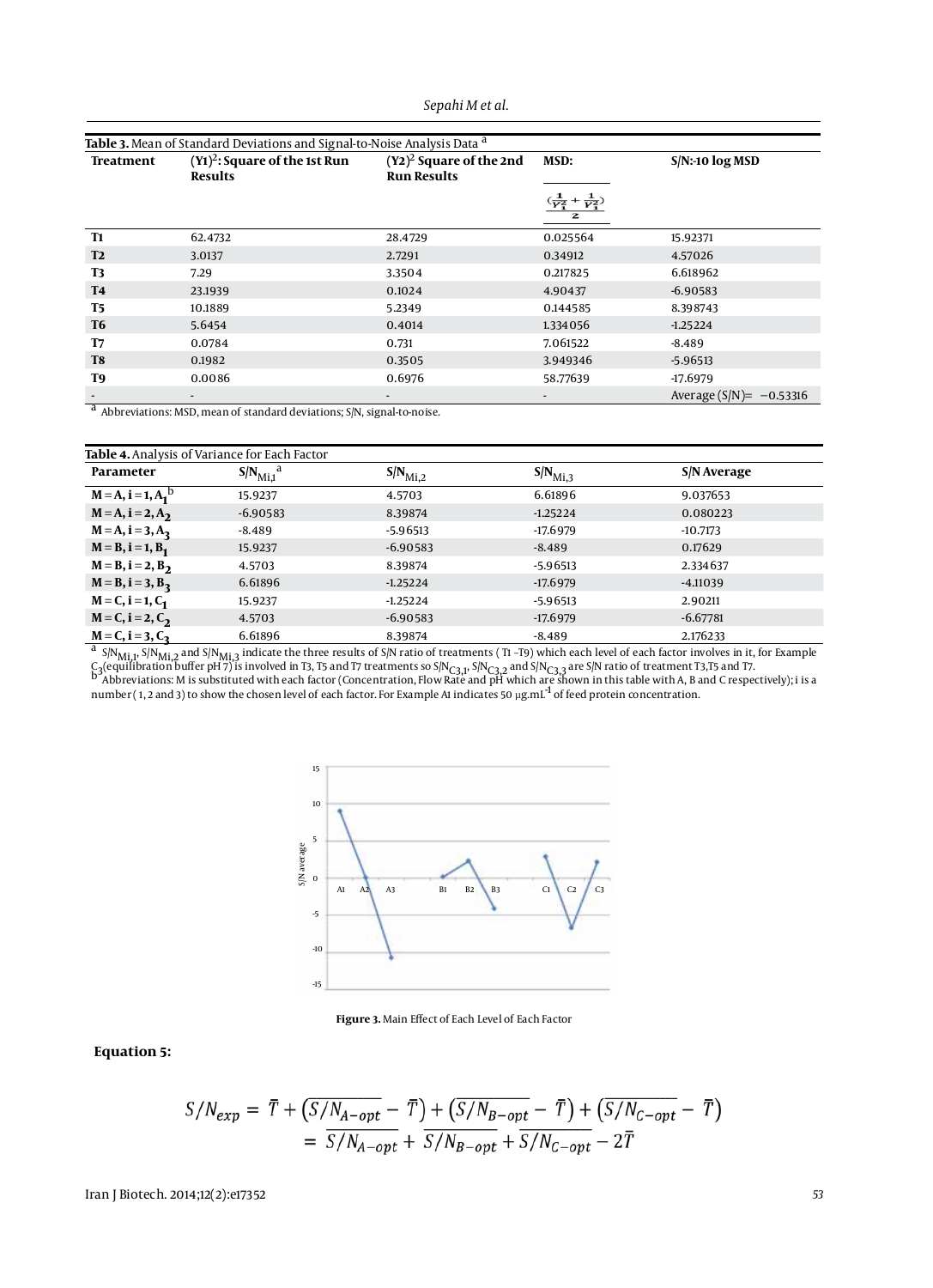**Table 3.** Mean of Standard Deviations and Signal-to-Noise Analysis Data [a]

| Treatment | $(Y1)^2$: Square of the 1st Run Results | $(Y2)^2$ Square of the 2nd Run Results | MSD: $\frac{\left(\frac{1}{Y_1^2}+\frac{1}{Y_2^2}\right)}{2}$ | S/N:-10 log MSD |
|---|---|---|---|---|
| T1 | 62.4732 | 28.4729 | 0.025564 | 15.92371 |
| T2 | 3.0137 | 2.7291 | 0.34912 | 4.57026 |
| T3 | 7.29 | 3.3504 | 0.217825 | 6.618962 |
| T4 | 23.1939 | 0.1024 | 4.90437 | -6.90583 |
| T5 | 10.1889 | 5.2349 | 0.144585 | 8.398743 |
| T6 | 5.6454 | 0.4014 | 1.334056 | -1.25224 |
| T7 | 0.0784 | 0.731 | 7.061522 | -8.489 |
| T8 | 0.1982 | 0.3505 | 3.949346 | -5.96513 |
| T9 | 0.0086 | 0.6976 | 58.77639 | -17.6979 |
| - | - | - | - | Average (S/N)= −0.53316 |

[a] Abbreviations: MSD, mean of standard deviations; S/N, signal-to-noise.

**Table 4.** Analysis of Variance for Each Factor

| Parameter | $S/N_{Mi,1}$ [a] | $S/N_{Mi,2}$ | $S/N_{Mi,3}$ | S/N Average |
|---|---|---|---|---|
| $M = A, i = 1, A_1$ [b] | 15.9237 | 4.5703 | 6.61896 | 9.037653 |
| $M = A, i = 2, A_2$ | -6.90583 | 8.39874 | -1.25224 | 0.080223 |
| $M = A, i = 3, A_3$ | -8.489 | -5.96513 | -17.6979 | -10.7173 |
| $M = B, i = 1, B_1$ | 15.9237 | -6.90583 | -8.489 | 0.17629 |
| $M = B, i = 2, B_2$ | 4.5703 | 8.39874 | -5.96513 | 2.334637 |
| $M = B, i = 3, B_3$ | 6.61896 | -1.25224 | -17.6979 | -4.11039 |
| $M = C, i = 1, C_1$ | 15.9237 | -1.25224 | -5.96513 | 2.90211 |
| $M = C, i = 2, C_2$ | 4.5703 | -6.90583 | -17.6979 | -6.67781 |
| $M = C, i = 3, C_3$ | 6.61896 | 8.39874 | -8.489 | 2.176233 |

[a] $S/N_{Mi,1}$, $S/N_{Mi,2}$ and $S/N_{Mi,3}$ indicate the three results of S/N ratio of treatments (T1 -T9) which each level of each factor involves in it, for Example $C_3$(equilibration buffer pH 7) is involved in T3, T5 and T7 treatments so $S/N_{C3,1}$, $S/N_{C3,2}$ and $S/N_{C3,3}$ are S/N ratio of treatment T3,T5 and T7.
[b] Abbreviations: M is substituted with each factor (Concentration, Flow Rate and pH which are shown in this table with A, B and C respectively); i is a number (1, 2 and 3) to show the chosen level of each factor. For Example A1 indicates 50 μg.mL$^{-1}$ of feed protein concentration.

**Figure 3.** Main Effect of Each Level of Each Factor

**Equation 5:**

$$S/N_{exp} = \bar{T} + \left(\overline{S/N_{A-opt}} - \bar{T}\right) + \left(\overline{S/N_{B-opt}} - \bar{T}\right) + \left(\overline{S/N_{C-opt}} - \bar{T}\right)$$
$$= \overline{S/N_{A-opt}} + \overline{S/N_{B-opt}} + \overline{S/N_{C-opt}} - 2\bar{T}$$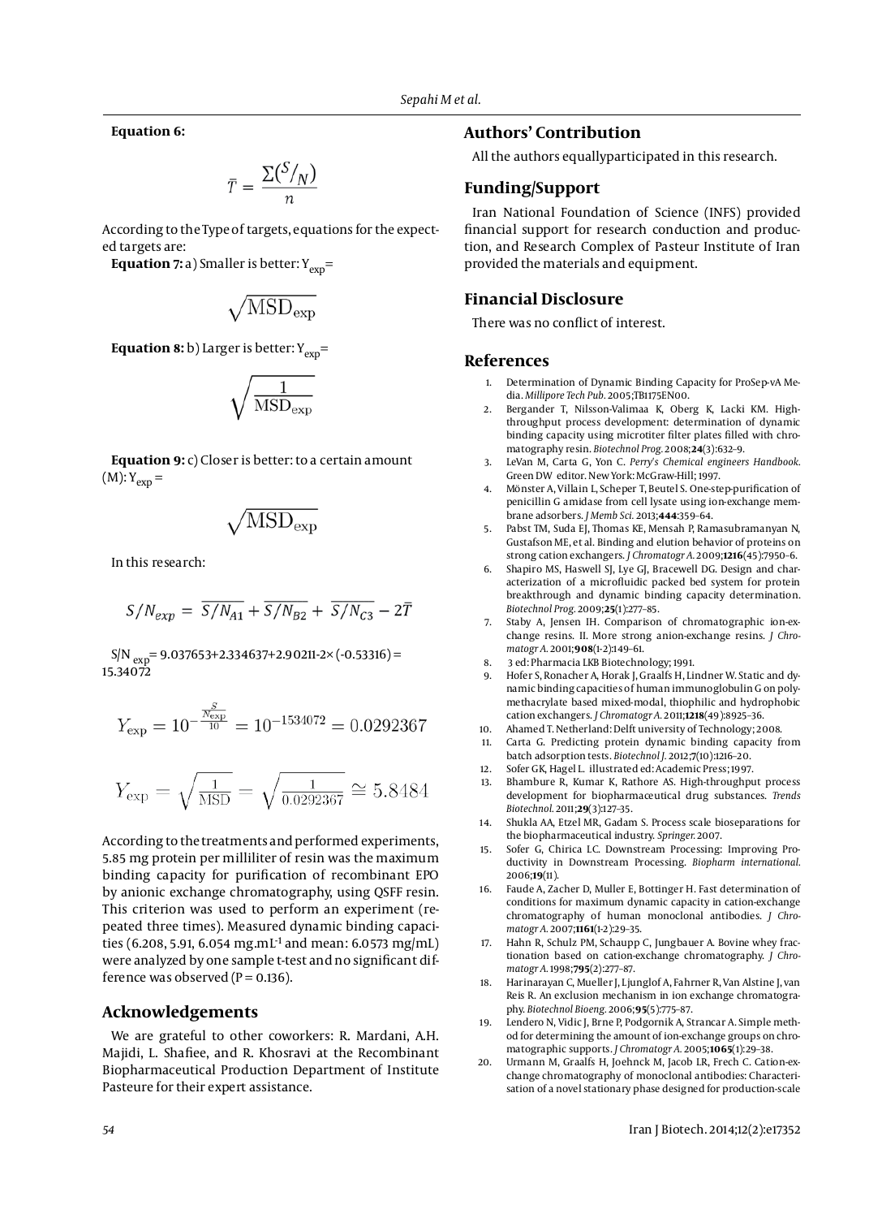**Equation 6:**

$$\bar{T} = \frac{\Sigma(S/_N)}{n}$$

According to the Type of targets, equations for the expected targets are:

**Equation 7:** a) Smaller is better: $Y_{exp}$=

$$\sqrt{\mathrm{MSD_{exp}}}$$

**Equation 8:** b) Larger is better: $Y_{exp}$=

$$\sqrt{\frac{1}{\mathrm{MSD_{exp}}}}$$

**Equation 9:** c) Closer is better: to a certain amount (M): $Y_{exp}$ =

$$\sqrt{\mathrm{MSD_{exp}}}$$

In this research:

$$S/N_{exp} = \overline{S/N_{A1}} + \overline{S/N_{B2}} + \overline{S/N_{C3}} - 2\bar{T}$$

$S/N_{exp}$= 9.037653+2.334637+2.90211-2× (-0.53316) = 15.34072

$$Y_{\mathrm{exp}} = 10^{-\frac{\frac{S}{N_{\mathrm{exp}}}}{10}} = 10^{-1534072} = 0.0292367$$

$$Y_{\mathrm{exp}} = \sqrt{\frac{1}{\mathrm{MSD}}} = \sqrt{\frac{1}{0.0292367}} \cong 5.8484$$

According to the treatments and performed experiments, 5.85 mg protein per milliliter of resin was the maximum binding capacity for purification of recombinant EPO by anionic exchange chromatography, using QSFF resin. This criterion was used to perform an experiment (repeated three times). Measured dynamic binding capacities (6.208, 5.91, 6.054 $mg.mL^{-1}$ and mean: 6.0573 mg/mL) were analyzed by one sample t-test and no significant difference was observed (P = 0.136).

## Acknowledgements

We are grateful to other coworkers: R. Mardani, A.H. Majidi, L. Shafiee, and R. Khosravi at the Recombinant Biopharmaceutical Production Department of Institute Pasteure for their expert assistance.

## Authors' Contribution

All the authors equallyparticipated in this research.

## Funding/Support

Iran National Foundation of Science (INFS) provided financial support for research conduction and production, and Research Complex of Pasteur Institute of Iran provided the materials and equipment.

## Financial Disclosure

There was no conflict of interest.

## References

1. Determination of Dynamic Binding Capacity for ProSep-vA Media. *Millipore Tech Pub.* 2005;TB1175EN00.
2. Bergander T, Nilsson-Valimaa K, Oberg K, Lacki KM. High-throughput process development: determination of dynamic binding capacity using microtiter filter plates filled with chromatography resin. *Biotechnol Prog.* 2008;**24**(3):632–9.
3. LeVan M, Carta G, Yon C. *Perry's Chemical engineers Handbook.* Green DW editor. New York: McGraw-Hill; 1997.
4. Mönster A, Villain L, Scheper T, Beutel S. One-step-purification of penicillin G amidase from cell lysate using ion-exchange membrane adsorbers. *J Memb Sci.* 2013;**444**:359–64.
5. Pabst TM, Suda EJ, Thomas KE, Mensah P, Ramasubramanyan N, Gustafson ME, et al. Binding and elution behavior of proteins on strong cation exchangers. *J Chromatogr A.* 2009;**1216**(45):7950–6.
6. Shapiro MS, Haswell SJ, Lye GJ, Bracewell DG. Design and characterization of a microfluidic packed bed system for protein breakthrough and dynamic binding capacity determination. *Biotechnol Prog.* 2009;**25**(1):277–85.
7. Staby A, Jensen IH. Comparison of chromatographic ion-exchange resins. II. More strong anion-exchange resins. *J Chromatogr A.* 2001;**908**(1-2):149–61.
8. 3 ed: Pharmacia LKB Biotechnology; 1991.
9. Hofer S, Ronacher A, Horak J, Graalfs H, Lindner W. Static and dynamic binding capacities of human immunoglobulin G on polymethacrylate based mixed-modal, thiophilic and hydrophobic cation exchangers. *J Chromatogr A.* 2011;**1218**(49):8925–36.
10. Ahamed T. Netherland: Delft university of Technology; 2008.
11. Carta G. Predicting protein dynamic binding capacity from batch adsorption tests. *Biotechnol J.* 2012;**7**(10):1216–20.
12. Sofer GK, Hagel L. illustrated ed: Academic Press; 1997.
13. Bhambure R, Kumar K, Rathore AS. High-throughput process development for biopharmaceutical drug substances. *Trends Biotechnol.* 2011;**29**(3):127–35.
14. Shukla AA, Etzel MR, Gadam S. Process scale bioseparations for the biopharmaceutical industry. *Springer.* 2007.
15. Sofer G, Chirica LC. Downstream Processing: Improving Productivity in Downstream Processing. *Biopharm international.* 2006;**19**(11).
16. Faude A, Zacher D, Muller E, Bottinger H. Fast determination of conditions for maximum dynamic capacity in cation-exchange chromatography of human monoclonal antibodies. *J Chromatogr A.* 2007;**1161**(1-2):29–35.
17. Hahn R, Schulz PM, Schaupp C, Jungbauer A. Bovine whey fractionation based on cation-exchange chromatography. *J Chromatogr A.* 1998;**795**(2):277–87.
18. Harinarayan C, Mueller J, Ljunglof A, Fahrner R, Van Alstine J, van Reis R. An exclusion mechanism in ion exchange chromatography. *Biotechnol Bioeng.* 2006;**95**(5):775–87.
19. Lendero N, Vidic J, Brne P, Podgornik A, Strancar A. Simple method for determining the amount of ion-exchange groups on chromatographic supports. *J Chromatogr A.* 2005;**1065**(1):29–38.
20. Urmann M, Graalfs H, Joehnck M, Jacob LR, Frech C. Cation-exchange chromatography of monoclonal antibodies: Characterisation of a novel stationary phase designed for production-scale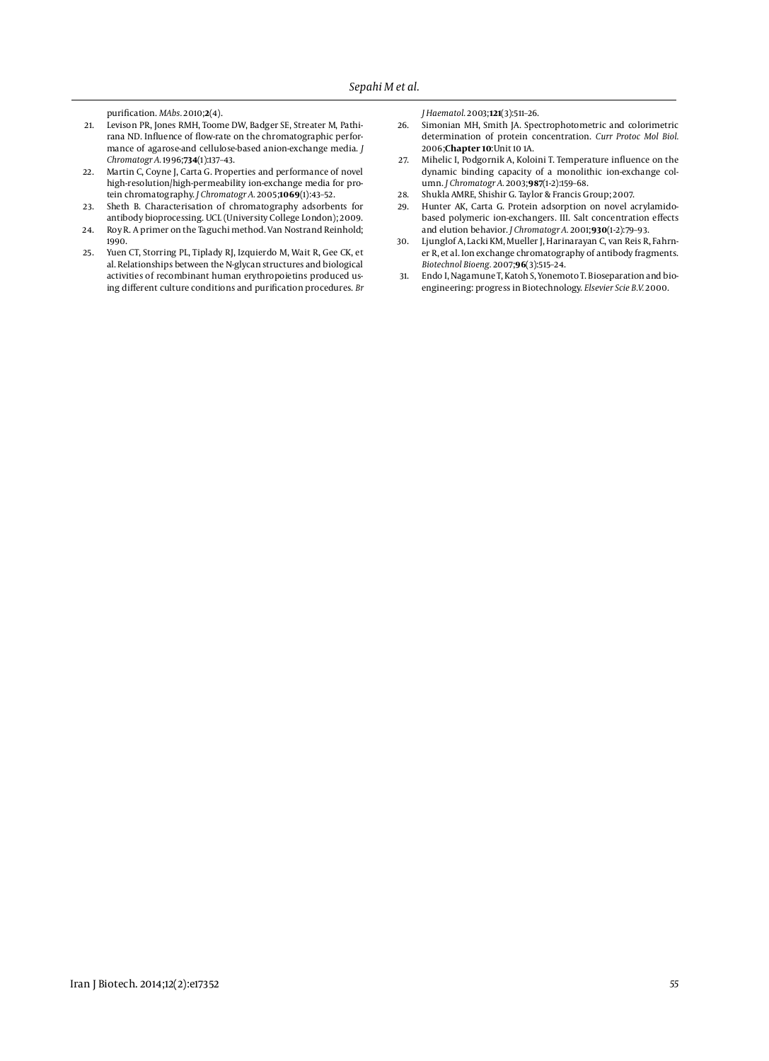purification. *MAbs*. 2010;**2**(4).

21. Levison PR, Jones RMH, Toome DW, Badger SE, Streater M, Pathirana ND. Influence of flow-rate on the chromatographic performance of agarose-and cellulose-based anion-exchange media. *J Chromatogr A*. 1996;**734**(1):137–43.
22. Martin C, Coyne J, Carta G. Properties and performance of novel high-resolution/high-permeability ion-exchange media for protein chromatography. *J Chromatogr A*. 2005;**1069**(1):43–52.
23. Sheth B. Characterisation of chromatography adsorbents for antibody bioprocessing. UCL (University College London); 2009.
24. Roy R. A primer on the Taguchi method. Van Nostrand Reinhold; 1990.
25. Yuen CT, Storring PL, Tiplady RJ, Izquierdo M, Wait R, Gee CK, et al. Relationships between the N-glycan structures and biological activities of recombinant human erythropoietins produced using different culture conditions and purification procedures. *Br J Haematol*. 2003;**121**(3):511–26.
26. Simonian MH, Smith JA. Spectrophotometric and colorimetric determination of protein concentration. *Curr Protoc Mol Biol*. 2006;**Chapter 10**:Unit 10 1A.
27. Mihelic I, Podgornik A, Koloini T. Temperature influence on the dynamic binding capacity of a monolithic ion-exchange column. *J Chromatogr A*. 2003;**987**(1-2):159–68.
28. Shukla AMRE, Shishir G. Taylor & Francis Group; 2007.
29. Hunter AK, Carta G. Protein adsorption on novel acrylamido-based polymeric ion-exchangers. III. Salt concentration effects and elution behavior. *J Chromatogr A*. 2001;**930**(1-2):79–93.
30. Ljunglof A, Lacki KM, Mueller J, Harinarayan C, van Reis R, Fahrner R, et al. Ion exchange chromatography of antibody fragments. *Biotechnol Bioeng*. 2007;**96**(3):515–24.
31. Endo I, Nagamune T, Katoh S, Yonemoto T. Bioseparation and bioengineering: progress in Biotechnology. *Elsevier Scie B.V.* 2000.